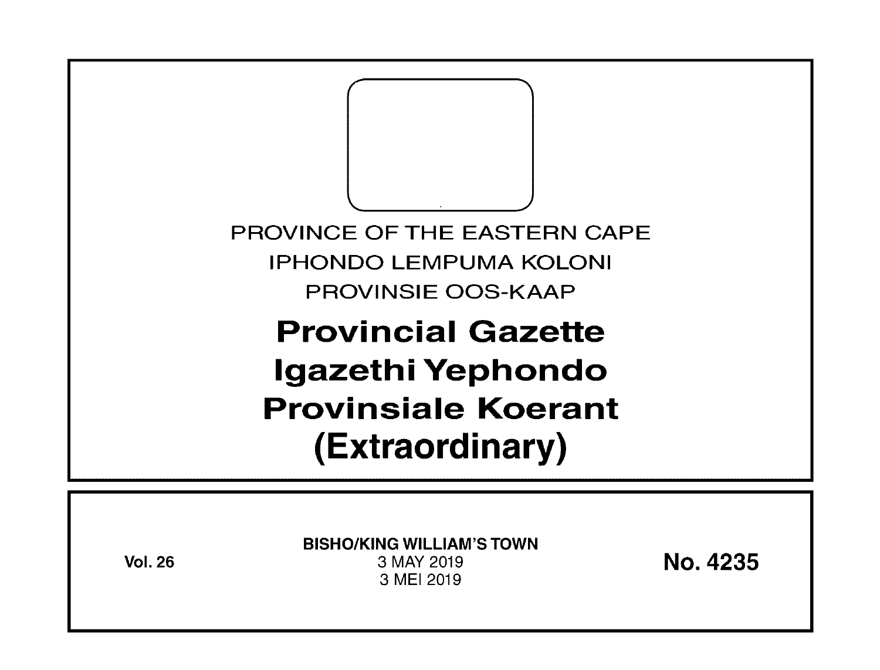PROVINCE OF THE EASTERN CAPE

IPHONDO LEMPUMA KOLONI

PROVINSIE OOS-KAAP

# Provincial Gazette
# Igazethi Yephondo
# Provinsiale Koerant
# (Extraordinary)

**Vol. 26**

**BISHO/KING WILLIAM'S TOWN**

3 MAY 2019

3 MEI 2019

**No. 4235**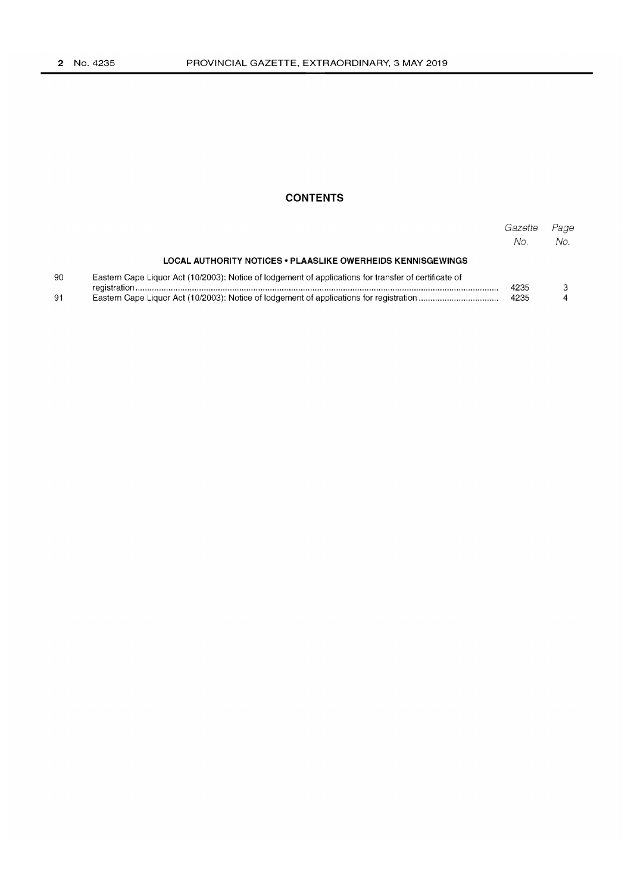## CONTENTS

| | | Gazette No. | Page No. |
|---|---|---|---|
| | **LOCAL AUTHORITY NOTICES • PLAASLIKE OWERHEIDS KENNISGEWINGS** | | |
| 90 | Eastern Cape Liquor Act (10/2003): Notice of lodgement of applications for transfer of certificate of registration | 4235 | 3 |
| 91 | Eastern Cape Liquor Act (10/2003): Notice of lodgement of applications for registration | 4235 | 4 |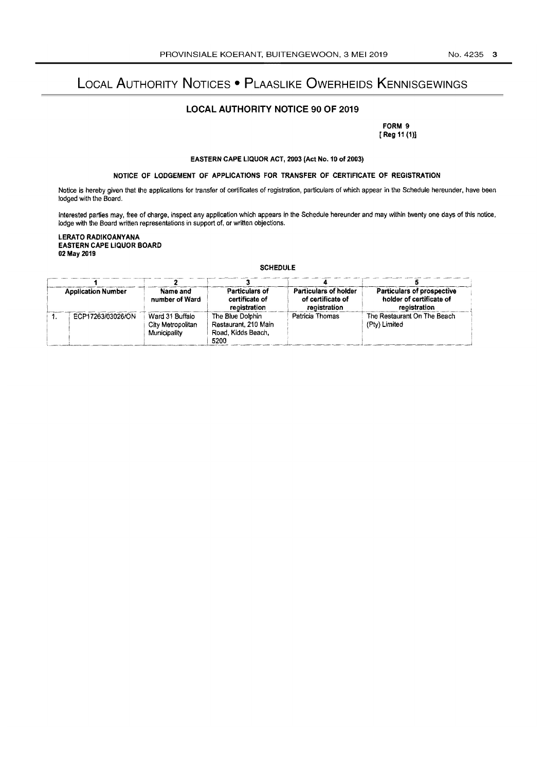# Local Authority Notices • Plaaslike Owerheids Kennisgewings

## LOCAL AUTHORITY NOTICE 90 OF 2019

**FORM 9**
**[ Reg 11 (1)]**

**EASTERN CAPE LIQUOR ACT, 2003 (Act No. 10 of 2003)**

**NOTICE OF LODGEMENT OF APPLICATIONS FOR TRANSFER OF CERTIFICATE OF REGISTRATION**

Notice is hereby given that the applications for transfer of certificates of registration, particulars of which appear in the Schedule hereunder, have been lodged with the Board.

Interested parties may, free of charge, inspect any application which appears in the Schedule hereunder and may within twenty one days of this notice, lodge with the Board written representations in support of, or written objections.

**LERATO RADIKOANYANA**
**EASTERN CAPE LIQUOR BOARD**
**02 May 2019**

**SCHEDULE**

| 1 | | 2 | 3 | 4 | 5 |
|---|---|---|---|---|---|
| **Application Number** | | **Name and number of Ward** | **Particulars of certificate of registration** | **Particulars of holder of certificate of registration** | **Particulars of prospective holder of certificate of registration** |
| 1. | ECP17263/03026/ON | Ward 31 Buffalo City Metropolitan Municipality | The Blue Dolphin Restaurant, 210 Main Road, Kidds Beach, 5200 | Patricia Thomas | The Restaurant On The Beach (Pty) Limited |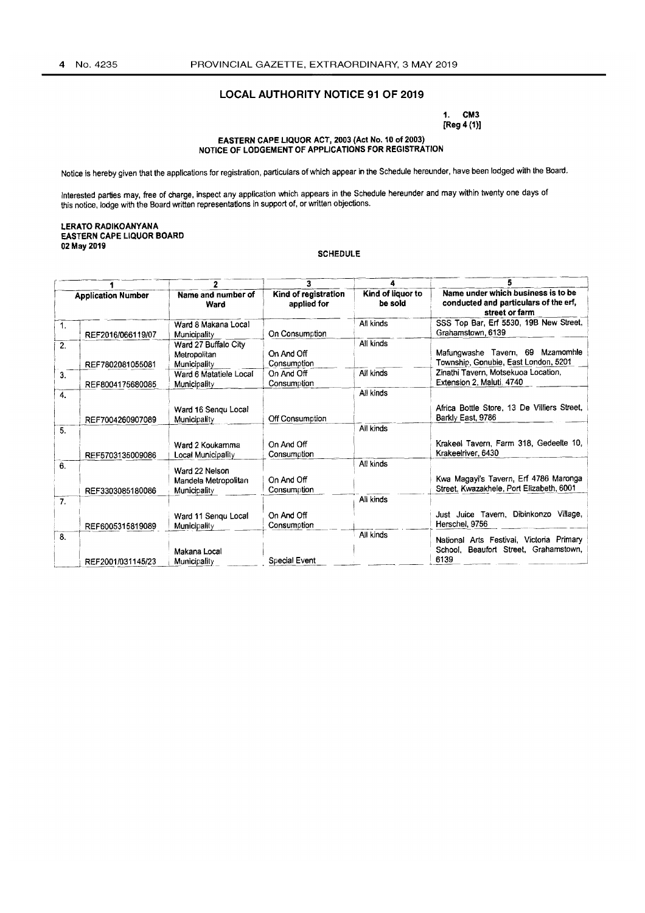## LOCAL AUTHORITY NOTICE 91 OF 2019

**1. CM3**
**[Reg 4 (1)]**

**EASTERN CAPE LIQUOR ACT, 2003 (Act No. 10 of 2003)**
**NOTICE OF LODGEMENT OF APPLICATIONS FOR REGISTRATION**

Notice is hereby given that the applications for registration, particulars of which appear in the Schedule hereunder, have been lodged with the Board.

Interested parties may, free of charge, inspect any application which appears in the Schedule hereunder and may within twenty one days of this notice, lodge with the Board written representations in support of, or written objections.

**LERATO RADIKOANYANA**
**EASTERN CAPE LIQUOR BOARD**
**02 May 2019**

**SCHEDULE**

| 1 | | 2 | 3 | 4 | 5 |
|---|---|---|---|---|---|
| **Application Number** | | **Name and number of Ward** | **Kind of registration applied for** | **Kind of liquor to be sold** | **Name under which business is to be conducted and particulars of the erf, street or farm** |
| 1. | REF2016/066119/07 | Ward 8 Makana Local Municipality | On Consumption | All kinds | SSS Top Bar, Erf 5530, 19B New Street, Grahamstown, 6139 |
| 2. | REF7802081055081 | Ward 27 Buffalo City Metropolitan Municipality | On And Off Consumption | All kinds | Mafungwashe Tavern, 69 Mzamomhle Township, Gonubie, East London, 5201 |
| 3. | REF8004175680085 | Ward 6 Matatiele Local Municipality | On And Off Consumption | All kinds | Zinathi Tavern, Motsekuoa Location, Extension 2, Maluti, 4740 |
| 4. | REF7004260907089 | Ward 16 Senqu Local Municipality | Off Consumption | All kinds | Africa Bottle Store, 13 De Villiers Street, Barkly East, 9786 |
| 5. | REF5703135009086 | Ward 2 Koukamma Local Municipality | On And Off Consumption | All kinds | Krakeel Tavern, Farm 318, Gedeelte 10, Krakeelriver, 6430 |
| 6. | REF3303085180086 | Ward 22 Nelson Mandela Metropolitan Municipality | On And Off Consumption | All kinds | Kwa Magayi's Tavern, Erf 4786 Maronga Street, Kwazakhele, Port Elizabeth, 6001 |
| 7. | REF6005315819089 | Ward 11 Senqu Local Municipality | On And Off Consumption | All kinds | Just Juice Tavern, Dibinkonzo Village, Herschel, 9756 |
| 8. | REF2001/031145/23 | Makana Local Municipality | Special Event | All kinds | National Arts Festival, Victoria Primary School, Beaufort Street, Grahamstown, 6139 |